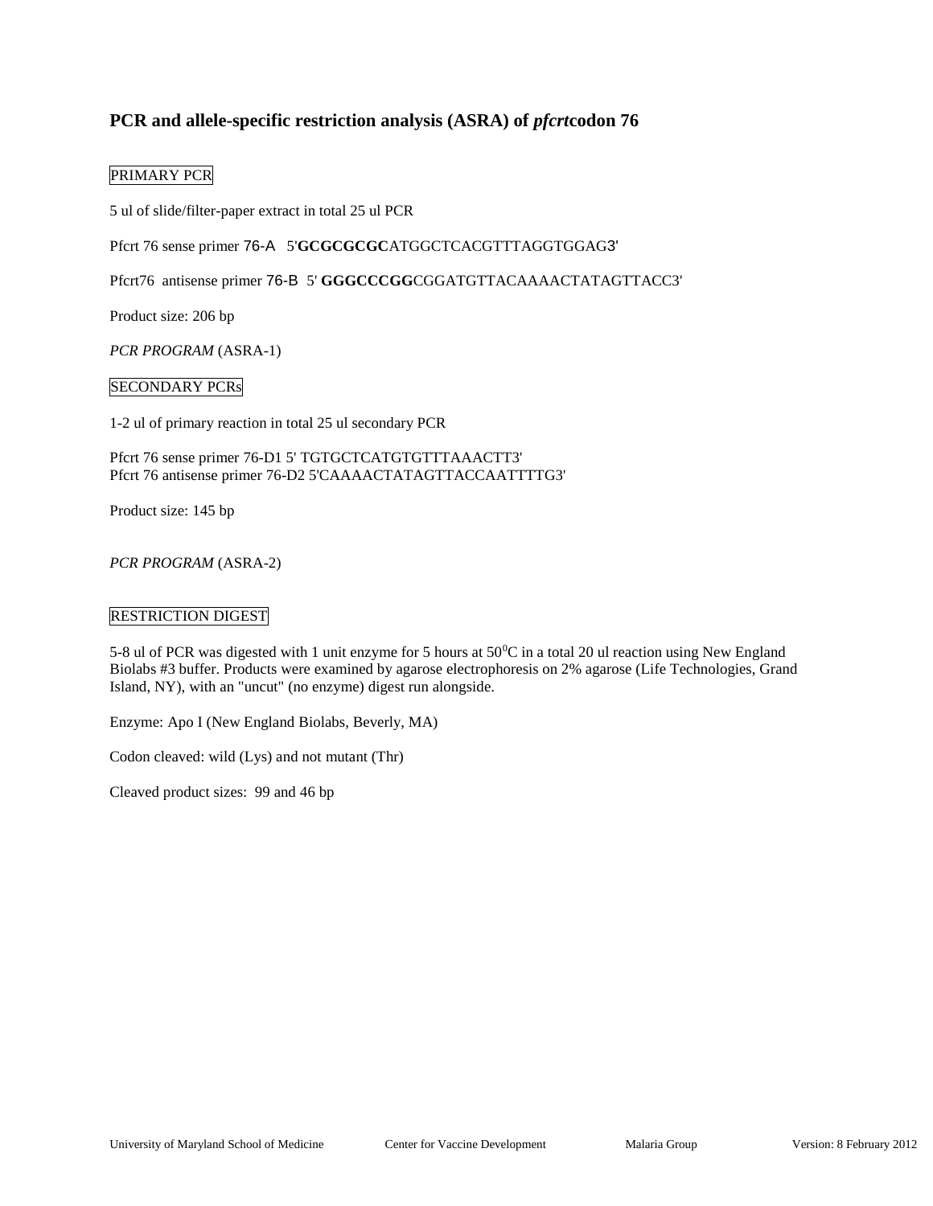## PCR and allele-specific restriction analysis (ASRA) of *pfcrt* codon 76

PRIMARY PCR

5 ul of slide/filter-paper extract in total 25 ul PCR

Pfcrt 76 sense primer 76-A 5'**GCGCGCGC**ATGGCTCACGTTTAGGTGGAG3'

Pfcrt76 antisense primer 76-B 5' **GGGCCCGG**CGGATGTTACAAAACTATAGTTACC3'

Product size: 206 bp

*PCR PROGRAM* (ASRA-1)

SECONDARY PCRs

1-2 ul of primary reaction in total 25 ul secondary PCR

Pfcrt 76 sense primer 76-D1 5' TGTGCTCATGTGTTTAAACTT3'
Pfcrt 76 antisense primer 76-D2 5'CAAAACTATAGTTACCAATTTTG3'

Product size: 145 bp

*PCR PROGRAM* (ASRA-2)

RESTRICTION DIGEST

5-8 ul of PCR was digested with 1 unit enzyme for 5 hours at $50^0$C in a total 20 ul reaction using New England Biolabs #3 buffer. Products were examined by agarose electrophoresis on 2% agarose (Life Technologies, Grand Island, NY), with an "uncut" (no enzyme) digest run alongside.

Enzyme: Apo I (New England Biolabs, Beverly, MA)

Codon cleaved: wild (Lys) and not mutant (Thr)

Cleaved product sizes: 99 and 46 bp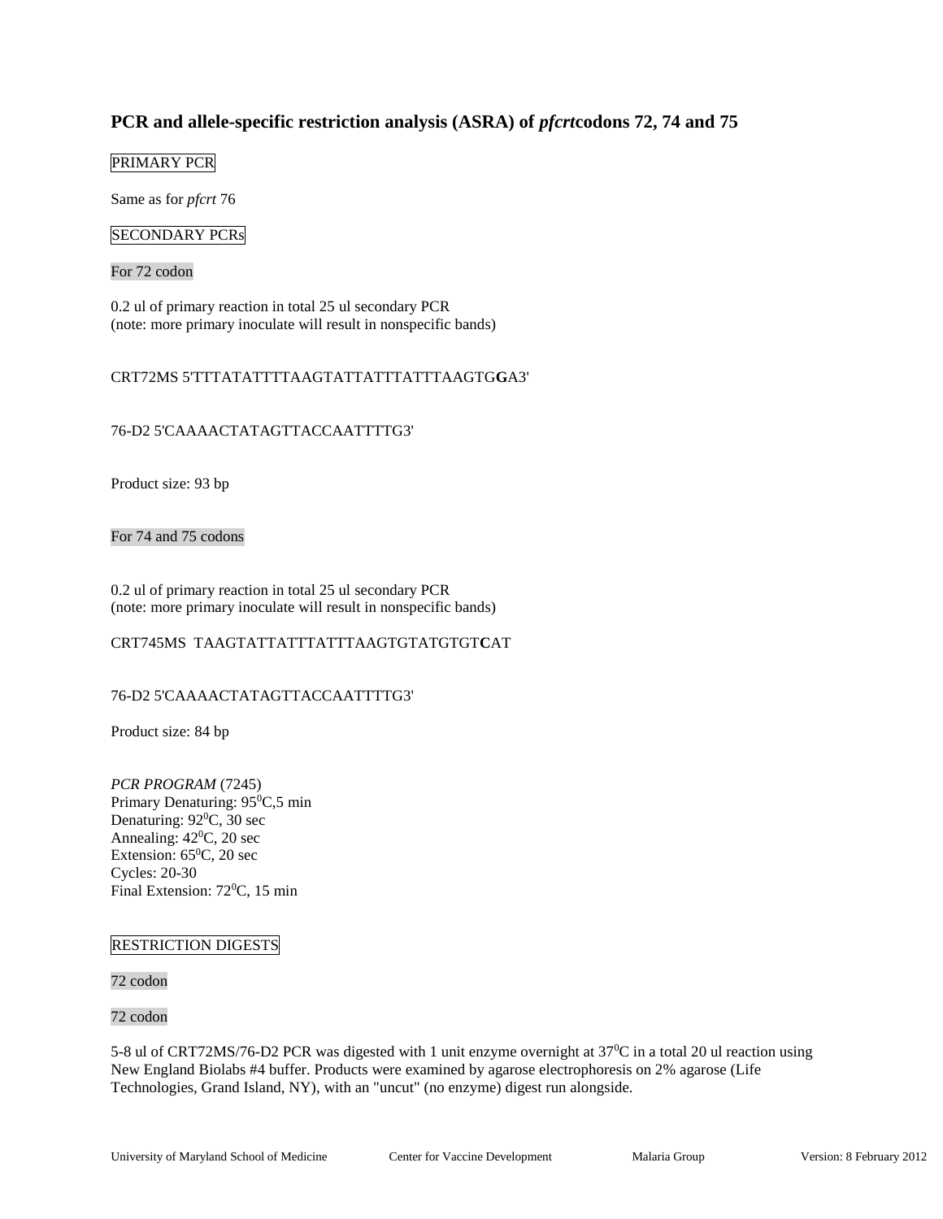## PCR and allele-specific restriction analysis (ASRA) of *pfcrt* codons 72, 74 and 75

PRIMARY PCR

Same as for *pfcrt* 76

SECONDARY PCRs

For 72 codon

0.2 ul of primary reaction in total 25 ul secondary PCR
(note: more primary inoculate will result in nonspecific bands)

CRT72MS 5'TTTATATTTTAAGTATTATTTATTTAAGTG**G**A3'

76-D2 5'CAAAACTATAGTTACCAATTTTG3'

Product size: 93 bp

For 74 and 75 codons

0.2 ul of primary reaction in total 25 ul secondary PCR
(note: more primary inoculate will result in nonspecific bands)

CRT745MS TAAGTATTATTTATTTAAGTGTATGTGT**C**AT

76-D2 5'CAAAACTATAGTTACCAATTTTG3'

Product size: 84 bp

*PCR PROGRAM* (7245)
Primary Denaturing: $95^0$C,5 min
Denaturing: $92^0$C, 30 sec
Annealing: $42^0$C, 20 sec
Extension: $65^0$C, 20 sec
Cycles: 20-30
Final Extension: $72^0$C, 15 min

RESTRICTION DIGESTS

72 codon

72 codon

5-8 ul of CRT72MS/76-D2 PCR was digested with 1 unit enzyme overnight at $37^0$C in a total 20 ul reaction using New England Biolabs #4 buffer. Products were examined by agarose electrophoresis on 2% agarose (Life Technologies, Grand Island, NY), with an "uncut" (no enzyme) digest run alongside.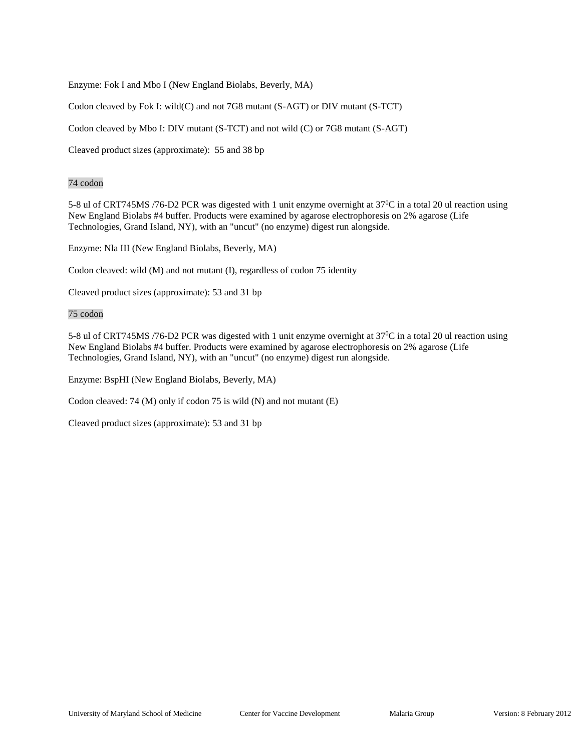Enzyme: Fok I and Mbo I (New England Biolabs, Beverly, MA)

Codon cleaved by Fok I: wild(C) and not 7G8 mutant (S-AGT) or DIV mutant (S-TCT)

Codon cleaved by Mbo I: DIV mutant (S-TCT) and not wild (C) or 7G8 mutant (S-AGT)

Cleaved product sizes (approximate): 55 and 38 bp

### 74 codon

5-8 ul of CRT745MS /76-D2 PCR was digested with 1 unit enzyme overnight at $37^0$C in a total 20 ul reaction using New England Biolabs #4 buffer. Products were examined by agarose electrophoresis on 2% agarose (Life Technologies, Grand Island, NY), with an "uncut" (no enzyme) digest run alongside.

Enzyme: Nla III (New England Biolabs, Beverly, MA)

Codon cleaved: wild (M) and not mutant (I), regardless of codon 75 identity

Cleaved product sizes (approximate): 53 and 31 bp

### 75 codon

5-8 ul of CRT745MS /76-D2 PCR was digested with 1 unit enzyme overnight at $37^0$C in a total 20 ul reaction using New England Biolabs #4 buffer. Products were examined by agarose electrophoresis on 2% agarose (Life Technologies, Grand Island, NY), with an "uncut" (no enzyme) digest run alongside.

Enzyme: BspHI (New England Biolabs, Beverly, MA)

Codon cleaved: 74 (M) only if codon 75 is wild (N) and not mutant (E)

Cleaved product sizes (approximate): 53 and 31 bp